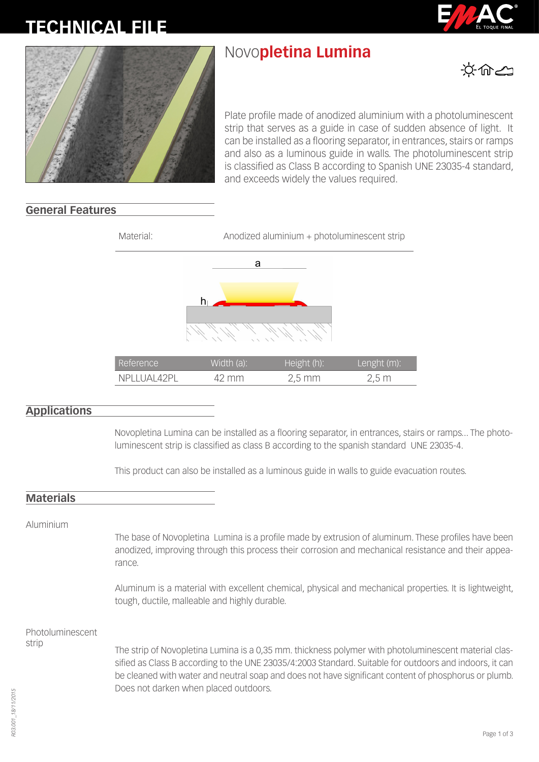# TECHNICAL FILE

# Novo**pletina Lumina**

Plate profile made of anodized aluminium with a photoluminescent strip that serves as a guide in case of sudden absence of light. It can be installed as a flooring separator, in entrances, stairs or ramps and also as a luminous guide in walls. The photoluminescent strip is classified as Class B according to Spanish UNE 23035-4 standard, and exceeds widely the values required.

## General Features

Material: Anodized aluminium + photoluminescent strip

| Reference | Width (a): | Height (h): | Lenght (m): |
|---|---|---|---|
| NPLLUAL42PL | 42 mm | 2,5 mm | 2,5 m |

## Applications

Novopletina Lumina can be installed as a flooring separator, in entrances, stairs or ramps... The photoluminescent strip is classified as class B according to the spanish standard UNE 23035-4.

This product can also be installed as a luminous guide in walls to guide evacuation routes.

## Materials

### Aluminium

The base of Novopletina Lumina is a profile made by extrusion of aluminum. These profiles have been anodized, improving through this process their corrosion and mechanical resistance and their appearance.

Aluminum is a material with excellent chemical, physical and mechanical properties. It is lightweight, tough, ductile, malleable and highly durable.

### Photoluminescent strip

The strip of Novopletina Lumina is a 0,35 mm. thickness polymer with photoluminescent material classified as Class B according to the UNE 23035/4:2003 Standard. Suitable for outdoors and indoors, it can be cleaned with water and neutral soap and does not have significant content of phosphorus or plumb. Does not darken when placed outdoors.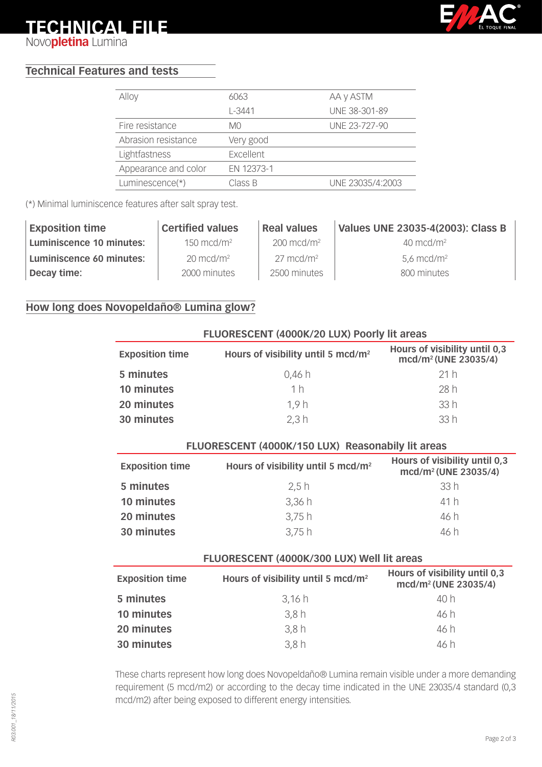# TECHNICAL FILE

Novo**pletina** Lumina

## Technical Features and tests

| | | |
|---|---|---|
| Alloy | 6063 | AA y ASTM |
| | L-3441 | UNE 38-301-89 |
| Fire resistance | M0 | UNE 23-727-90 |
| Abrasion resistance | Very good | |
| Lightfastness | Excellent | |
| Appearance and color | EN 12373-1 | |
| Luminescence(*) | Class B | UNE 23035/4:2003 |

(*) Minimal luminiscence features after salt spray test.

| Exposition time | Certified values | Real values | Values UNE 23035-4(2003): Class B |
|---|---|---|---|
| **Luminiscence 10 minutes:** | 150 mcd/m² | 200 mcd/m² | 40 mcd/m² |
| **Luminiscence 60 minutes:** | 20 mcd/m² | 27 mcd/m² | 5,6 mcd/m² |
| **Decay time:** | 2000 minutes | 2500 minutes | 800 minutes |

## How long does Novopeldaño® Lumina glow?

**FLUORESCENT (4000K/20 LUX) Poorly lit areas**

| Exposition time | Hours of visibility until 5 mcd/m² | Hours of visibility until 0,3 mcd/m² (UNE 23035/4) |
|---|---|---|
| **5 minutes** | 0,46 h | 21 h |
| **10 minutes** | 1 h | 28 h |
| **20 minutes** | 1,9 h | 33 h |
| **30 minutes** | 2,3 h | 33 h |

**FLUORESCENT (4000K/150 LUX) Reasonabily lit areas**

| Exposition time | Hours of visibility until 5 mcd/m² | Hours of visibility until 0,3 mcd/m² (UNE 23035/4) |
|---|---|---|
| **5 minutes** | 2,5 h | 33 h |
| **10 minutes** | 3,36 h | 41 h |
| **20 minutes** | 3,75 h | 46 h |
| **30 minutes** | 3,75 h | 46 h |

**FLUORESCENT (4000K/300 LUX) Well lit areas**

| Exposition time | Hours of visibility until 5 mcd/m² | Hours of visibility until 0,3 mcd/m² (UNE 23035/4) |
|---|---|---|
| **5 minutes** | 3,16 h | 40 h |
| **10 minutes** | 3,8 h | 46 h |
| **20 minutes** | 3,8 h | 46 h |
| **30 minutes** | 3,8 h | 46 h |

These charts represent how long does Novopeldaño® Lumina remain visible under a more demanding requirement (5 mcd/m2) or according to the decay time indicated in the UNE 23035/4 standard (0,3 mcd/m2) after being exposed to different energy intensities.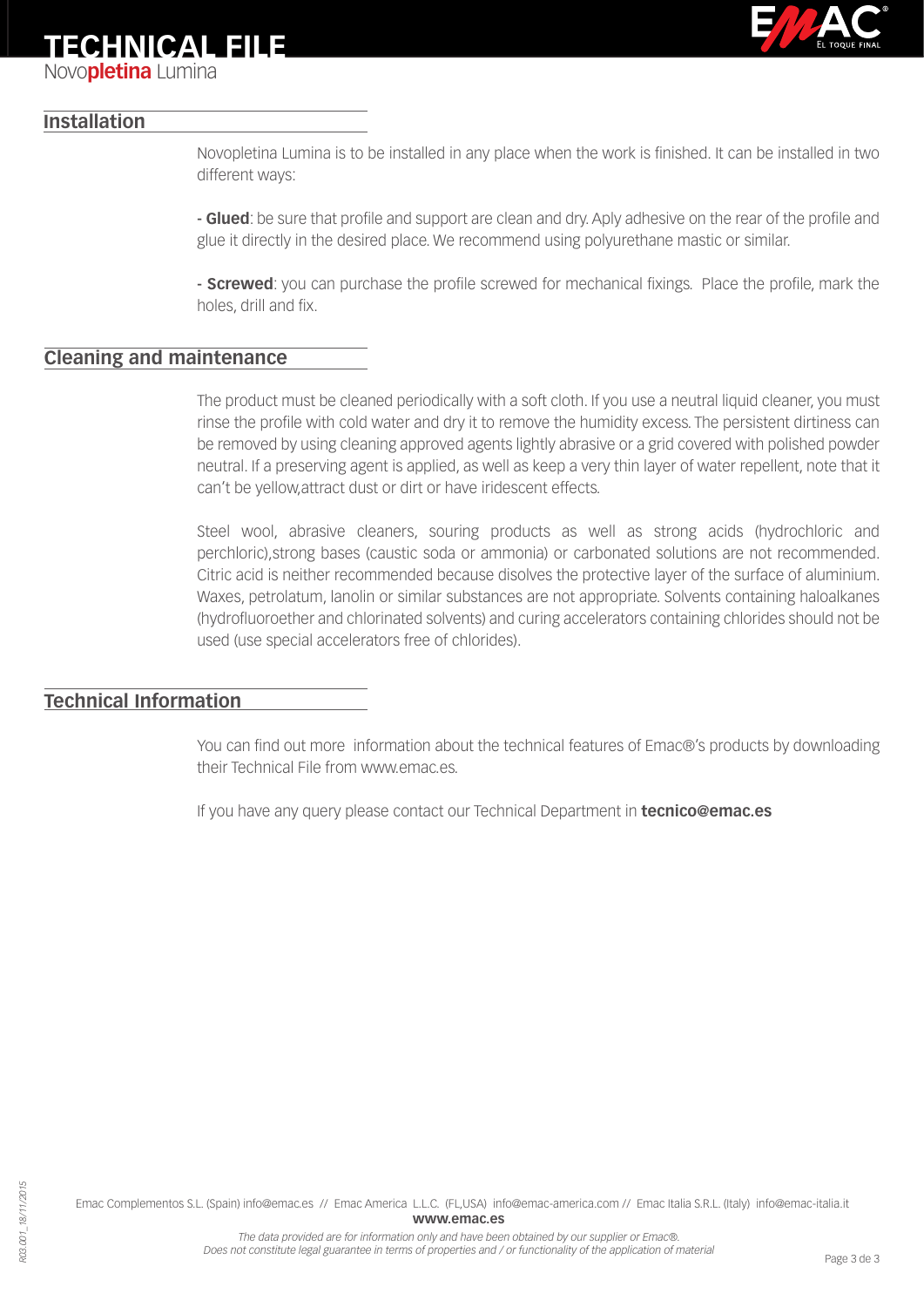## Installation

Novopletina Lumina is to be installed in any place when the work is finished. It can be installed in two different ways:

**- Glued**: be sure that profile and support are clean and dry. Aply adhesive on the rear of the profile and glue it directly in the desired place. We recommend using polyurethane mastic or similar.

**- Screwed**: you can purchase the profile screwed for mechanical fixings. Place the profile, mark the holes, drill and fix.

## Cleaning and maintenance

The product must be cleaned periodically with a soft cloth. If you use a neutral liquid cleaner, you must rinse the profile with cold water and dry it to remove the humidity excess. The persistent dirtiness can be removed by using cleaning approved agents lightly abrasive or a grid covered with polished powder neutral. If a preserving agent is applied, as well as keep a very thin layer of water repellent, note that it can't be yellow,attract dust or dirt or have iridescent effects.

Steel wool, abrasive cleaners, souring products as well as strong acids (hydrochloric and perchloric),strong bases (caustic soda or ammonia) or carbonated solutions are not recommended. Citric acid is neither recommended because disolves the protective layer of the surface of aluminium. Waxes, petrolatum, lanolin or similar substances are not appropriate. Solvents containing haloalkanes (hydrofluoroether and chlorinated solvents) and curing accelerators containing chlorides should not be used (use special accelerators free of chlorides).

## Technical Information

You can find out more information about the technical features of Emac®'s products by downloading their Technical File from www.emac.es.

If you have any query please contact our Technical Department in **tecnico@emac.es**